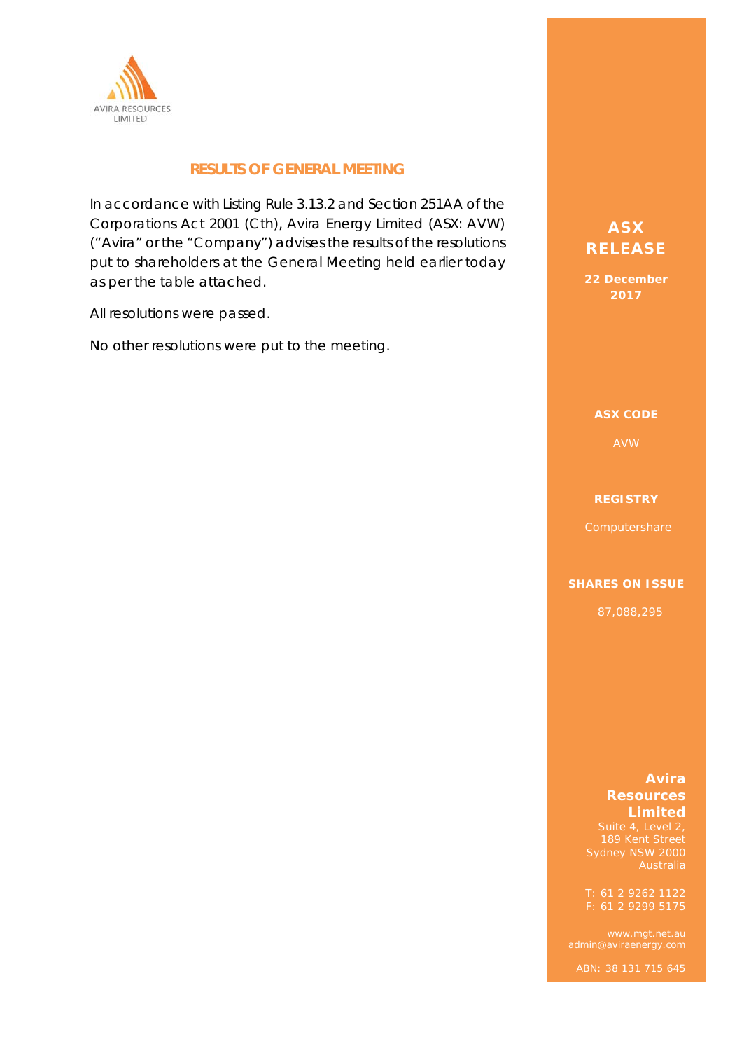AVIRA RESOURCES LIMITED

## RESULTS OF GENERAL MEETING

In accordance with Listing Rule 3.13.2 and Section 251AA of the Corporations Act 2001 (Cth), Avira Energy Limited (ASX: AVW) ("Avira" or the "Company") advises the results of the resolutions put to shareholders at the General Meeting held earlier today as per the table attached.

All resolutions were passed.

No other resolutions were put to the meeting.

**ASX RELEASE**

**22 December 2017**

**ASX CODE**

AVW

**REGISTRY**

Computershare

**SHARES ON ISSUE**

87,088,295

**Avira Resources Limited**

Suite 4, Level 2,
189 Kent Street
Sydney NSW 2000
Australia

T: 61 2 9262 1122
F: 61 2 9299 5175

www.mgt.net.au
admin@aviraenergy.com

ABN: 38 131 715 645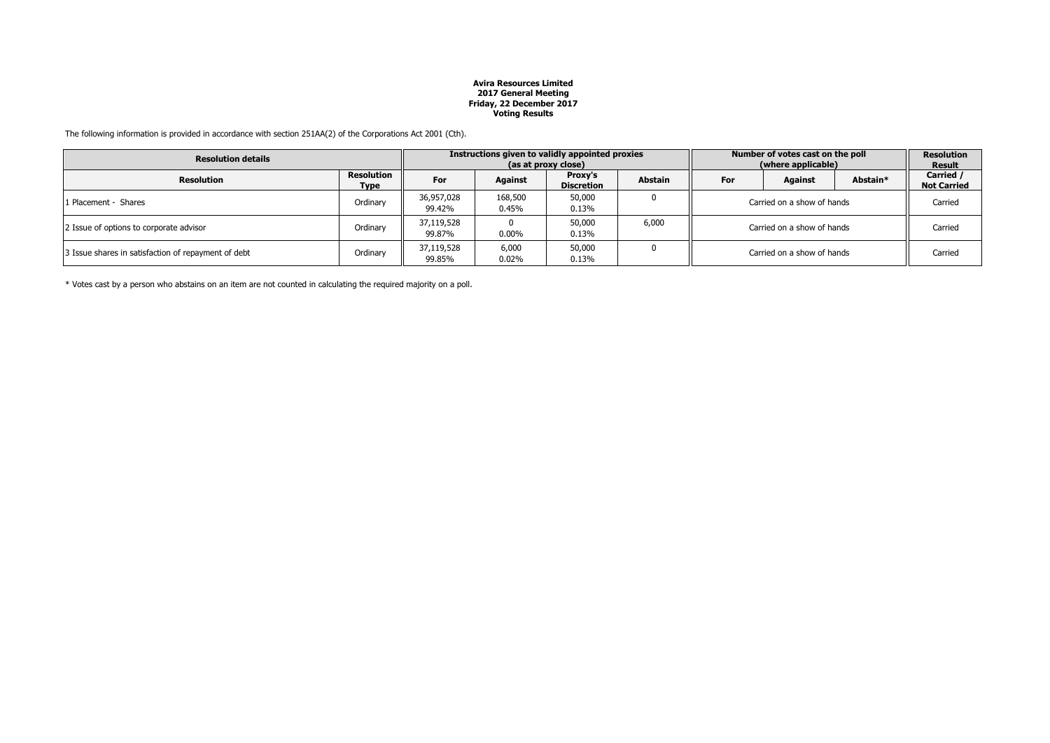**Avira Resources Limited**
**2017 General Meeting**
**Friday, 22 December 2017**
**Voting Results**

The following information is provided in accordance with section 251AA(2) of the Corporations Act 2001 (Cth).

| Resolution details | | Instructions given to validly appointed proxies (as at proxy close) | | | | Number of votes cast on the poll (where applicable) | | | Resolution Result |
|---|---|---|---|---|---|---|---|---|---|
| **Resolution** | **Resolution Type** | **For** | **Against** | **Proxy's Discretion** | **Abstain** | **For** | **Against** | **Abstain*** | **Carried / Not Carried** |
| 1 Placement - Shares | Ordinary | 36,957,028 99.42% | 168,500 0.45% | 50,000 0.13% | 0 | Carried on a show of hands | | | Carried |
| 2 Issue of options to corporate advisor | Ordinary | 37,119,528 99.87% | 0 0.00% | 50,000 0.13% | 6,000 | Carried on a show of hands | | | Carried |
| 3 Issue shares in satisfaction of repayment of debt | Ordinary | 37,119,528 99.85% | 6,000 0.02% | 50,000 0.13% | 0 | Carried on a show of hands | | | Carried |

* Votes cast by a person who abstains on an item are not counted in calculating the required majority on a poll.